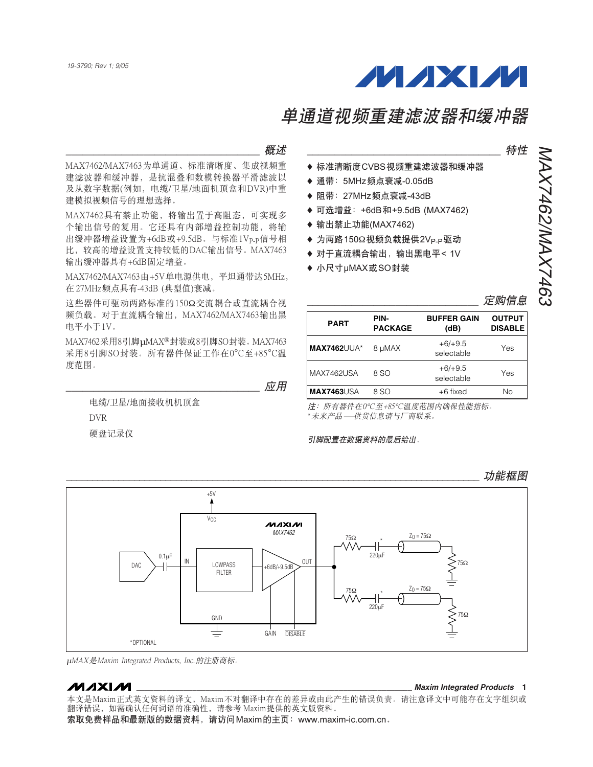19-3790; Rev 1; 9/05

# 单通道视频重建滤波器和缓冲器

## MAX7462/MAX7463

## 概述

MAX7462/MAX7463为单通道、标准清晰度、集成视频重建滤波器和缓冲器，是抗混叠和数模转换器平滑滤波以及从数字数据(例如，电缆/卫星/地面机顶盒和DVR)中重建模拟视频信号的理想选择。

MAX7462具有禁止功能，将输出置于高阻态，可实现多个输出信号的复用。它还具有内部增益控制功能，将输出缓冲器增益设置为+6dB或+9.5dB。与标准$1V_{P-P}$信号相比，较高的增益设置支持较低的DAC输出信号。MAX7463输出缓冲器具有+6dB固定增益。

MAX7462/MAX7463由+5V单电源供电，平坦通带达5MHz，在27MHz频点具有-43dB (典型值)衰减。

这些器件可驱动两路标准的150Ω交流耦合或直流耦合视频负载。对于直流耦合输出，MAX7462/MAX7463输出黑电平小于1V。

MAX7462采用8引脚µMAX®封装或8引脚SO封装。MAX7463采用8引脚SO封装。所有器件保证工作在0°C至+85°C温度范围。

## 应用

电缆/卫星/地面接收机机顶盒

DVR

硬盘记录仪

## 特性

- ♦ 标准清晰度CVBS视频重建滤波器和缓冲器
- ♦ 通带：5MHz频点衰减-0.05dB
- ♦ 阻带：27MHz频点衰减-43dB
- ♦ 可选增益：+6dB和+9.5dB (MAX7462)
- ♦ 输出禁止功能(MAX7462)
- ♦ 为两路150Ω视频负载提供$2V_{P-P}$驱动
- ♦ 对于直流耦合输出，输出黑电平< 1V
- ♦ 小尺寸µMAX或SO封装

## 定购信息

| PART | PIN-PACKAGE | BUFFER GAIN (dB) | OUTPUT DISABLE |
|---|---|---|---|
| **MAX7462**UUA* | 8 µMAX | +6/+9.5 selectable | Yes |
| MAX7462USA | 8 SO | +6/+9.5 selectable | Yes |
| **MAX7463**USA | 8 SO | +6 fixed | No |

*注：所有器件在0°C至+85°C温度范围内确保性能指标。*
*\* 未来产品—供货信息请与厂商联系。*

***引脚配置在数据资料的最后给出。***

## 功能框图

+5V
$V_{CC}$
MAXIM MAX7462
DAC 0.1µF IN LOWPASS FILTER +6dB/+9.5dB OUT
75Ω * 220µF $Z_0$ = 75Ω 75Ω
75Ω * 220µF $Z_0$ = 75Ω 75Ω
GND GAIN DISABLE
*OPTIONAL

µMAX是Maxim Integrated Products, Inc.的注册商标。

本文是Maxim正式英文资料的译文，Maxim不对翻译中存在的差异或由此产生的错误负责。请注意译文中可能存在文字组织或翻译错误，如需确认任何词语的准确性，请参考Maxim提供的英文版资料。

**索取免费样品和最新版的数据资料，请访问Maxim的主页：www.maxim-ic.com.cn。**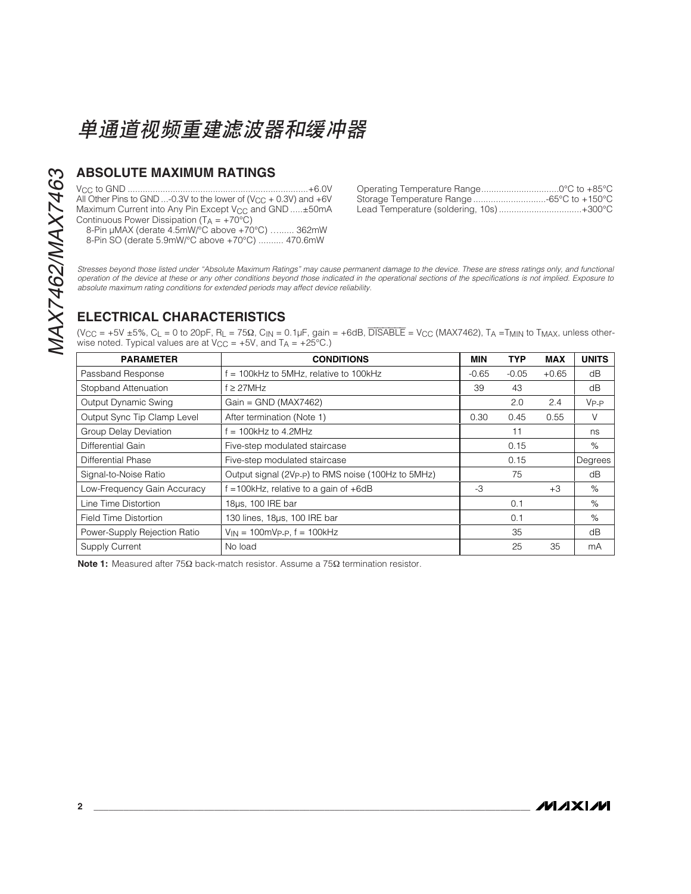## ABSOLUTE MAXIMUM RATINGS

$V_{CC}$ to GND ........................................................................+6.0V
All Other Pins to GND ...-0.3V to the lower of ($V_{CC}$ + 0.3V) and +6V
Maximum Current into Any Pin Except $V_{CC}$ and GND .....±50mA
Continuous Power Dissipation ($T_A$ = +70°C)
8-Pin μMAX (derate 4.5mW/°C above +70°C) ......... 362mW
8-Pin SO (derate 5.9mW/°C above +70°C) .......... 470.6mW

Operating Temperature Range...............................0°C to +85°C
Storage Temperature Range .............................-65°C to +150°C
Lead Temperature (soldering, 10s) .................................+300°C

*Stresses beyond those listed under "Absolute Maximum Ratings" may cause permanent damage to the device. These are stress ratings only, and functional operation of the device at these or any other conditions beyond those indicated in the operational sections of the specifications is not implied. Exposure to absolute maximum rating conditions for extended periods may affect device reliability.*

## ELECTRICAL CHARACTERISTICS

($V_{CC}$ = +5V ±5%, $C_L$ = 0 to 20pF, $R_L$ = 75Ω, $C_{IN}$ = 0.1μF, gain = +6dB, $\overline{DISABLE}$ = $V_{CC}$ (MAX7462), $T_A$ = $T_{MIN}$ to $T_{MAX}$, unless otherwise noted. Typical values are at $V_{CC}$ = +5V, and $T_A$ = +25°C.)

| PARAMETER | CONDITIONS | MIN | TYP | MAX | UNITS |
|---|---|---|---|---|---|
| Passband Response | f = 100kHz to 5MHz, relative to 100kHz | -0.65 | -0.05 | +0.65 | dB |
| Stopband Attenuation | f ≥ 27MHz | 39 | 43 | | dB |
| Output Dynamic Swing | Gain = GND (MAX7462) | | 2.0 | 2.4 | $V_{P-P}$ |
| Output Sync Tip Clamp Level | After termination (Note 1) | 0.30 | 0.45 | 0.55 | V |
| Group Delay Deviation | f = 100kHz to 4.2MHz | | 11 | | ns |
| Differential Gain | Five-step modulated staircase | | 0.15 | | % |
| Differential Phase | Five-step modulated staircase | | 0.15 | | Degrees |
| Signal-to-Noise Ratio | Output signal (2$V_{P-P}$) to RMS noise (100Hz to 5MHz) | | 75 | | dB |
| Low-Frequency Gain Accuracy | f =100kHz, relative to a gain of +6dB | -3 | | +3 | % |
| Line Time Distortion | 18μs, 100 IRE bar | | 0.1 | | % |
| Field Time Distortion | 130 lines, 18μs, 100 IRE bar | | 0.1 | | % |
| Power-Supply Rejection Ratio | $V_{IN}$ = 100m$V_{P-P}$, f = 100kHz | | 35 | | dB |
| Supply Current | No load | | 25 | 35 | mA |

**Note 1:** Measured after 75Ω back-match resistor. Assume a 75Ω termination resistor.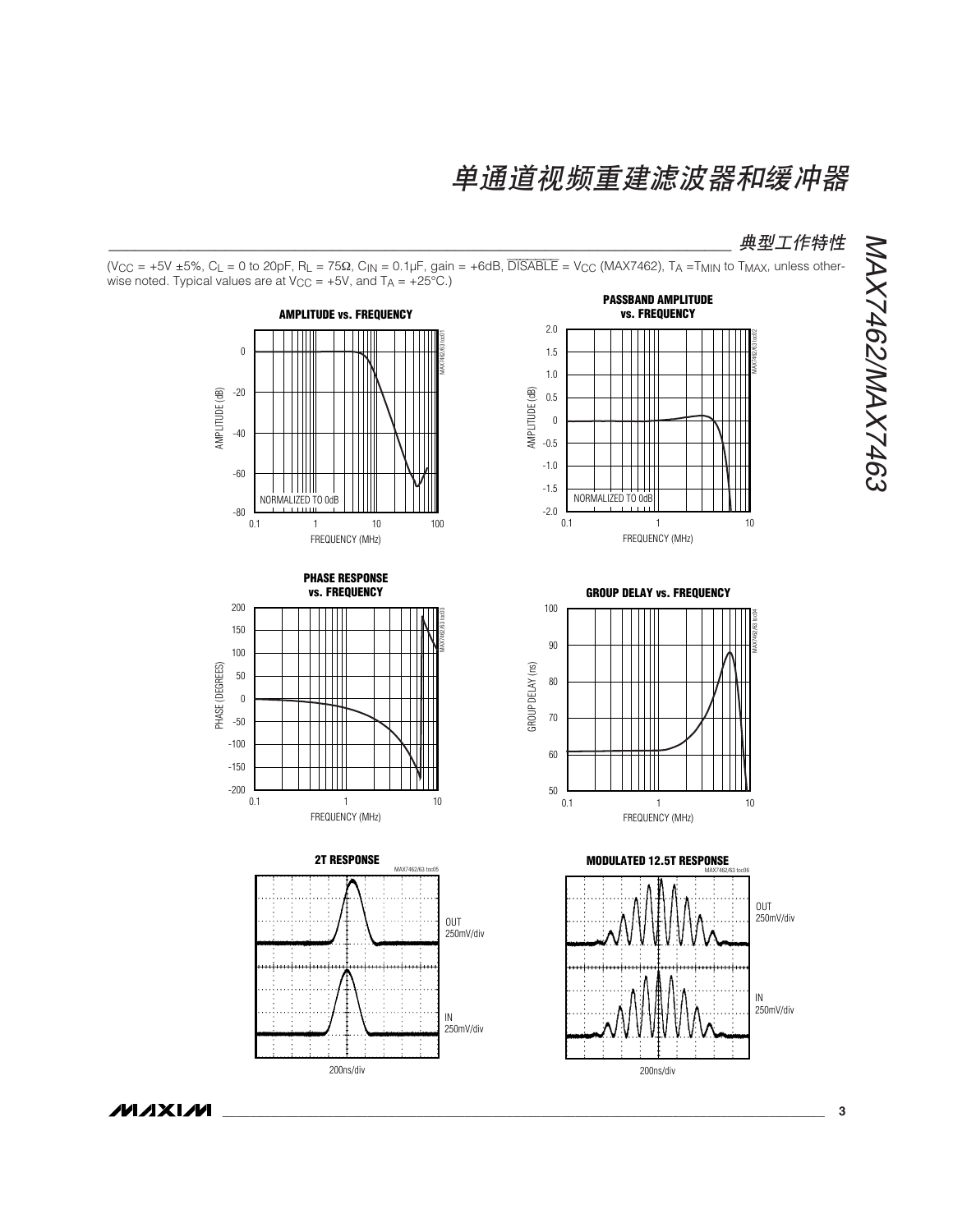## 典型工作特性

($V_{CC}$ = +5V ±5%, $C_L$ = 0 to 20pF, $R_L$ = 75Ω, $C_{IN}$ = 0.1µF, gain = +6dB, $\overline{DISABLE}$ = $V_{CC}$ (MAX7462), $T_A$ = $T_{MIN}$ to $T_{MAX}$, unless otherwise noted. Typical values are at $V_{CC}$ = +5V, and $T_A$ = +25°C.)

**AMPLITUDE vs. FREQUENCY**

**PASSBAND AMPLITUDE vs. FREQUENCY**

**PHASE RESPONSE vs. FREQUENCY**

**GROUP DELAY vs. FREQUENCY**

**2T RESPONSE**

**MODULATED 12.5T RESPONSE**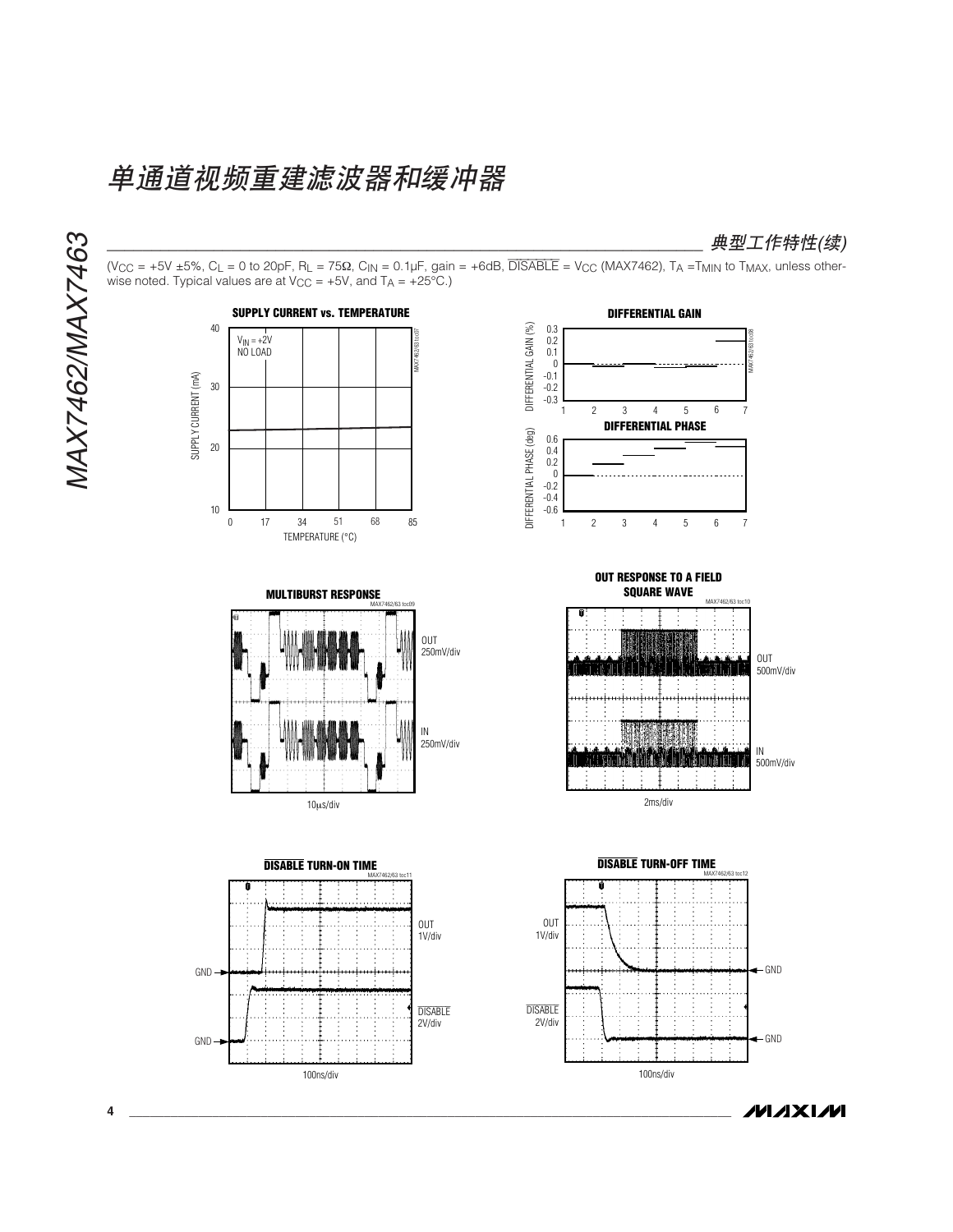## 典型工作特性(续)

($V_{CC}$ = +5V ±5%, $C_L$ = 0 to 20pF, $R_L$ = 75Ω, $C_{IN}$ = 0.1µF, gain = +6dB, $\overline{DISABLE}$ = $V_{CC}$ (MAX7462), $T_A$ = $T_{MIN}$ to $T_{MAX}$, unless otherwise noted. Typical values are at $V_{CC}$ = +5V, and $T_A$ = +25°C.)

**SUPPLY CURRENT vs. TEMPERATURE**

$V_{IN}$ = +2V
NO LOAD

SUPPLY CURRENT (mA) vs. TEMPERATURE (°C)

**DIFFERENTIAL GAIN**

DIFFERENTIAL GAIN (%)

**DIFFERENTIAL PHASE**

DIFFERENTIAL PHASE (deg)

**MULTIBURST RESPONSE**

OUT 250mV/div
IN 250mV/div
10µs/div

**OUT RESPONSE TO A FIELD SQUARE WAVE**

OUT 500mV/div
IN 500mV/div
2ms/div

**$\overline{DISABLE}$ TURN-ON TIME**

OUT 1V/div
$\overline{DISABLE}$ 2V/div
100ns/div

**$\overline{DISABLE}$ TURN-OFF TIME**

OUT 1V/div
$\overline{DISABLE}$ 2V/div
100ns/div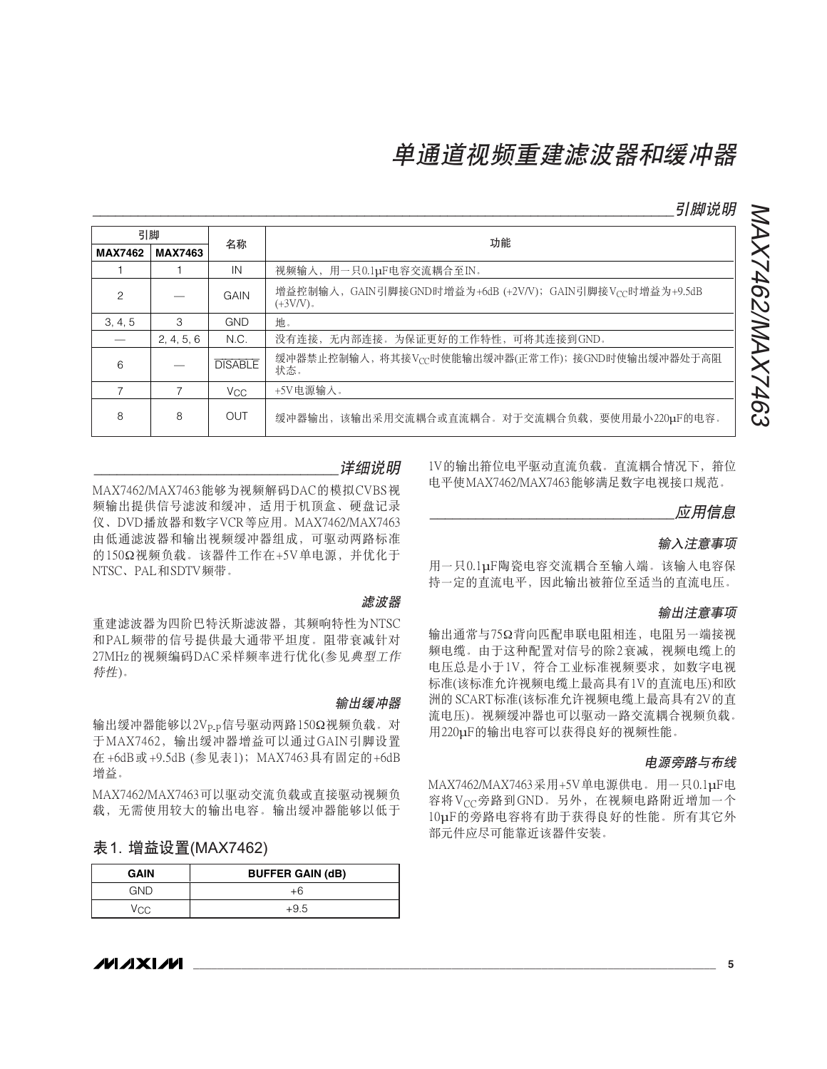## 引脚说明

| 引脚 | | 名称 | 功能 |
|---|---|---|---|
| MAX7462 | MAX7463 | | |
| 1 | 1 | IN | 视频输入，用一只0.1µF电容交流耦合至IN。 |
| 2 | — | GAIN | 增益控制输入，GAIN引脚接GND时增益为+6dB (+2V/V)；GAIN引脚接$V_{CC}$时增益为+9.5dB (+3V/V)。 |
| 3, 4, 5 | 3 | GND | 地。 |
| — | 2, 4, 5, 6 | N.C. | 没有连接，无内部连接。为保证更好的工作特性，可将其连接到GND。 |
| 6 | — | $\overline{DISABLE}$ | 缓冲器禁止控制输入，将其接$V_{CC}$时使能输出缓冲器(正常工作)；接GND时使输出缓冲器处于高阻状态。 |
| 7 | 7 | $V_{CC}$ | +5V电源输入。 |
| 8 | 8 | OUT | 缓冲器输出，该输出采用交流耦合或直流耦合。对于交流耦合负载，要使用最小220µF的电容。 |

## 详细说明

MAX7462/MAX7463能够为视频解码DAC的模拟CVBS视频输出提供信号滤波和缓冲，适用于机顶盒、硬盘记录仪、DVD播放器和数字VCR等应用。MAX7462/MAX7463由低通滤波器和输出视频缓冲器组成，可驱动两路标准的150Ω视频负载。该器件工作在+5V单电源，并优化于NTSC、PAL和SDTV频带。

### 滤波器

重建滤波器为四阶巴特沃斯滤波器，其频响特性为NTSC和PAL频带的信号提供最大通带平坦度。阻带衰减针对27MHz的视频编码DAC采样频率进行优化(参见*典型工作特性*)。

### 输出缓冲器

输出缓冲器能够以$2V_{P-P}$信号驱动两路150Ω视频负载。对于MAX7462，输出缓冲器增益可以通过GAIN引脚设置在+6dB或+9.5dB (参见表1)；MAX7463具有固定的+6dB增益。

MAX7462/MAX7463可以驱动交流负载或直接驱动视频负载，无需使用较大的输出电容。输出缓冲器能够以低于1V的输出箝位电平驱动直流负载。直流耦合情况下，箝位电平使MAX7462/MAX7463能够满足数字电视接口规范。

**表1. 增益设置(MAX7462)**

| GAIN | BUFFER GAIN (dB) |
|---|---|
| GND | +6 |
| $V_{CC}$ | +9.5 |

## 应用信息

### 输入注意事项

用一只0.1µF陶瓷电容交流耦合至输入端。该输入电容保持一定的直流电平，因此输出被箝位至适当的直流电压。

### 输出注意事项

输出通常与75Ω背向匹配串联电阻相连，电阻另一端接视频电缆。由于这种配置对信号的除2衰减，视频电缆上的电压总是小于1V，符合工业标准视频要求，如数字电视标准(该标准允许视频电缆上最高具有1V的直流电压)和欧洲的SCART标准(该标准允许视频电缆上最高具有2V的直流电压)。视频缓冲器也可以驱动一路交流耦合视频负载。用220µF的输出电容可以获得良好的视频性能。

### 电源旁路与布线

MAX7462/MAX7463采用+5V单电源供电。用一只0.1µF电容将$V_{CC}$旁路到GND。另外，在视频电路附近增加一个10µF的旁路电容将有助于获得良好的性能。所有其它外部元件应尽可能靠近该器件安装。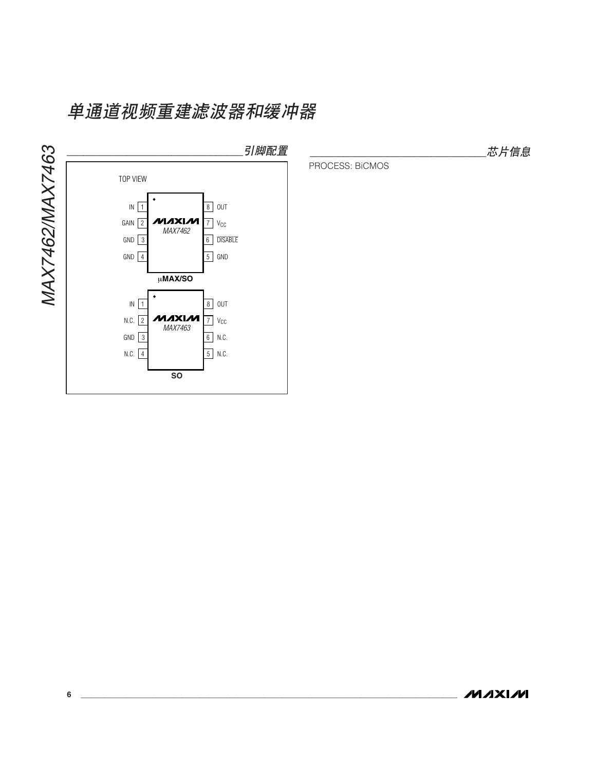## 引脚配置

TOP VIEW

**MAX7462 (μMAX/SO)**

| Pin | Name | Pin | Name |
| --- | --- | --- | --- |
| 1 | IN | 8 | OUT |
| 2 | GAIN | 7 | $V_{CC}$ |
| 3 | GND | 6 | DISABLE (overbar) |
| 4 | GND | 5 | GND |

**MAX7463 (SO)**

| Pin | Name | Pin | Name |
| --- | --- | --- | --- |
| 1 | IN | 8 | OUT |
| 2 | N.C. | 7 | $V_{CC}$ |
| 3 | GND | 6 | N.C. |
| 4 | N.C. | 5 | N.C. |

## 芯片信息

PROCESS: BiCMOS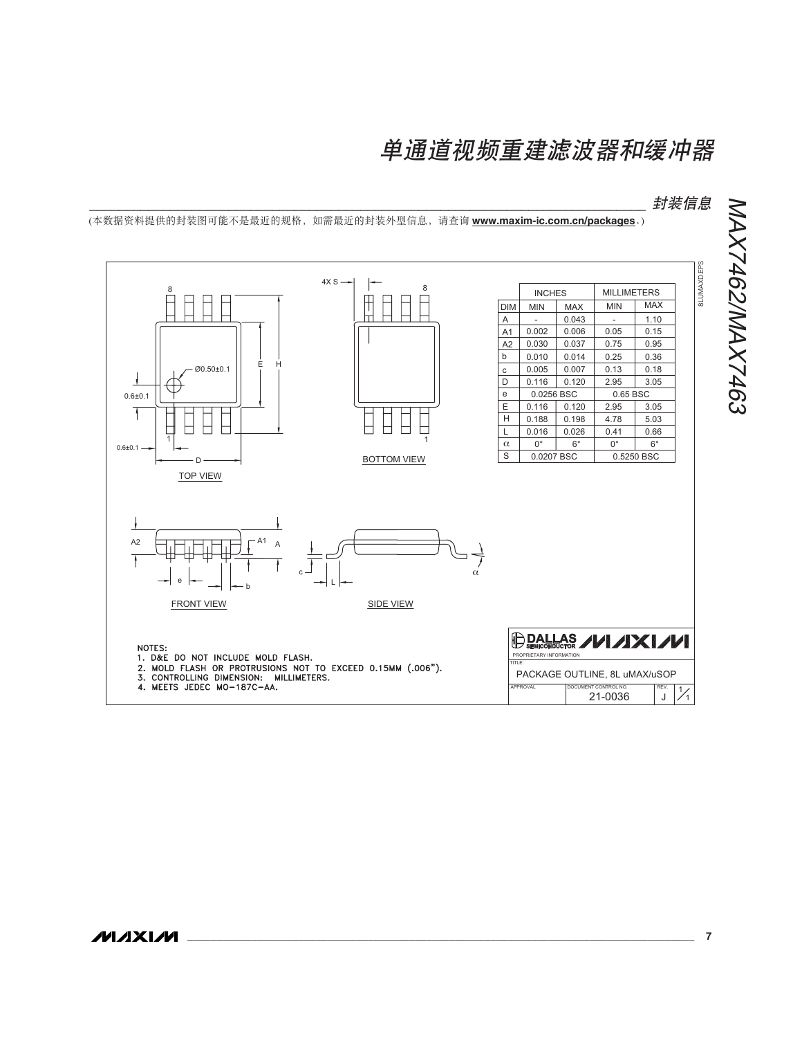## 封装信息

(本数据资料提供的封装图可能不是最近的规格，如需最近的封装外型信息，请查询 **www.maxim-ic.com.cn/packages**。)

| | INCHES | | MILLIMETERS | |
|---|---|---|---|---|
| DIM | MIN | MAX | MIN | MAX |
| A | - | 0.043 | - | 1.10 |
| A1 | 0.002 | 0.006 | 0.05 | 0.15 |
| A2 | 0.030 | 0.037 | 0.75 | 0.95 |
| b | 0.010 | 0.014 | 0.25 | 0.36 |
| c | 0.005 | 0.007 | 0.13 | 0.18 |
| D | 0.116 | 0.120 | 2.95 | 3.05 |
| e | 0.0256 BSC | | 0.65 BSC | |
| E | 0.116 | 0.120 | 2.95 | 3.05 |
| H | 0.188 | 0.198 | 4.78 | 5.03 |
| L | 0.016 | 0.026 | 0.41 | 0.66 |
| α | 0° | 6° | 0° | 6° |
| S | 0.0207 BSC | | 0.5250 BSC | |

TOP VIEW

BOTTOM VIEW

FRONT VIEW

SIDE VIEW

NOTES:
1. D&E DO NOT INCLUDE MOLD FLASH.
2. MOLD FLASH OR PROTRUSIONS NOT TO EXCEED 0.15MM (.006").
3. CONTROLLING DIMENSION: MILLIMETERS.
4. MEETS JEDEC MO-187C-AA.

DALLAS SEMICONDUCTOR / MAXIM — PROPRIETARY INFORMATION

TITLE: PACKAGE OUTLINE, 8L uMAX/uSOP

DOCUMENT CONTROL NO. 21-0036 REV J 1/1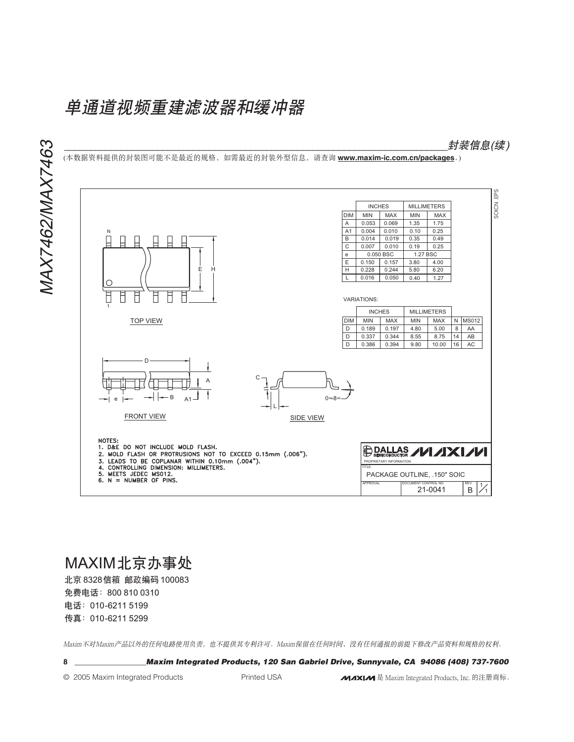## 封装信息(续)

(本数据资料提供的封装图可能不是最近的规格，如需最近的封装外型信息，请查询 **www.maxim-ic.com.cn/packages**。)

| | INCHES | | MILLIMETERS | |
|---|---|---|---|---|
| DIM | MIN | MAX | MIN | MAX |
| A | 0.053 | 0.069 | 1.35 | 1.75 |
| A1 | 0.004 | 0.010 | 0.10 | 0.25 |
| B | 0.014 | 0.019 | 0.35 | 0.49 |
| C | 0.007 | 0.010 | 0.19 | 0.25 |
| e | 0.050 BSC | | 1.27 BSC | |
| E | 0.150 | 0.157 | 3.80 | 4.00 |
| H | 0.228 | 0.244 | 5.80 | 6.20 |
| L | 0.016 | 0.050 | 0.40 | 1.27 |

VARIATIONS:

| | INCHES | | MILLIMETERS | | | |
|---|---|---|---|---|---|---|
| DIM | MIN | MAX | MIN | MAX | N | MS012 |
| D | 0.189 | 0.197 | 4.80 | 5.00 | 8 | AA |
| D | 0.337 | 0.344 | 8.55 | 8.75 | 14 | AB |
| D | 0.386 | 0.394 | 9.80 | 10.00 | 16 | AC |

N

1

E H

TOP VIEW

D

A

e B A1

FRONT VIEW

C

L

0°-8°

SIDE VIEW

SOICN .EPS

NOTES:
1. D&E DO NOT INCLUDE MOLD FLASH.
2. MOLD FLASH OR PROTRUSIONS NOT TO EXCEED 0.15mm (.006").
3. LEADS TO BE COPLANAR WITHIN 0.10mm (.004").
4. CONTROLLING DIMENSION: MILLIMETERS.
5. MEETS JEDEC MS012.
6. N = NUMBER OF PINS.

DALLAS SEMICONDUCTOR MAXIM
PROPRIETARY INFORMATION
TITLE:
PACKAGE OUTLINE, .150" SOIC
APPROVAL
DOCUMENT CONTROL NO. 21-0041
REV. B
1/1

## MAXIM北京办事处

北京 8328信箱 邮政编码 100083
免费电话：800 810 0310
电话：010-6211 5199
传真：010-6211 5299

*Maxim不对Maxim产品以外的任何电路使用负责，也不提供其专利许可。Maxim保留在任何时间、没有任何通报的前提下修改产品资料和规格的权利。*

***Maxim Integrated Products, 120 San Gabriel Drive, Sunnyvale, CA 94086 (408) 737-7600***

© 2005 Maxim Integrated Products Printed USA MAXIM 是 Maxim Integrated Products, Inc. 的注册商标。